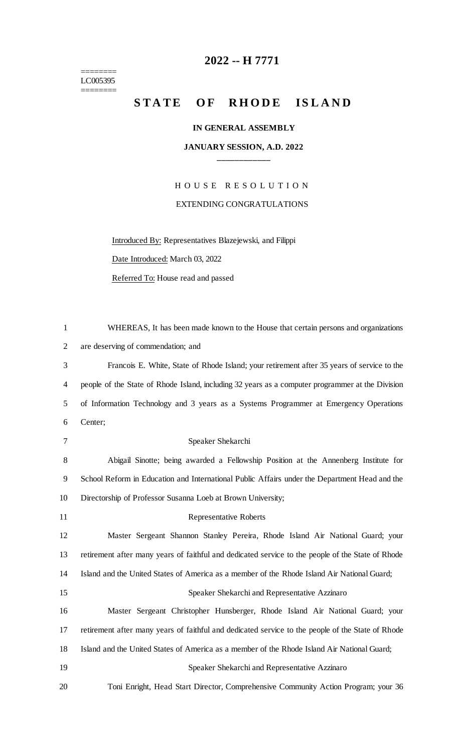# 2022 -- H 7771

========
LC005395
========

# STATE OF RHODE ISLAND

**IN GENERAL ASSEMBLY**

**JANUARY SESSION, A.D. 2022**

____________

HOUSE RESOLUTION

EXTENDING CONGRATULATIONS

Introduced By: Representatives Blazejewski, and Filippi

Date Introduced: March 03, 2022

Referred To: House read and passed

WHEREAS, It has been made known to the House that certain persons and organizations are deserving of commendation; and

Francois E. White, State of Rhode Island; your retirement after 35 years of service to the people of the State of Rhode Island, including 32 years as a computer programmer at the Division of Information Technology and 3 years as a Systems Programmer at Emergency Operations Center;

Speaker Shekarchi

Abigail Sinotte; being awarded a Fellowship Position at the Annenberg Institute for School Reform in Education and International Public Affairs under the Department Head and the Directorship of Professor Susanna Loeb at Brown University;

Representative Roberts

Master Sergeant Shannon Stanley Pereira, Rhode Island Air National Guard; your retirement after many years of faithful and dedicated service to the people of the State of Rhode Island and the United States of America as a member of the Rhode Island Air National Guard;

Speaker Shekarchi and Representative Azzinaro

Master Sergeant Christopher Hunsberger, Rhode Island Air National Guard; your retirement after many years of faithful and dedicated service to the people of the State of Rhode Island and the United States of America as a member of the Rhode Island Air National Guard;

Speaker Shekarchi and Representative Azzinaro

Toni Enright, Head Start Director, Comprehensive Community Action Program; your 36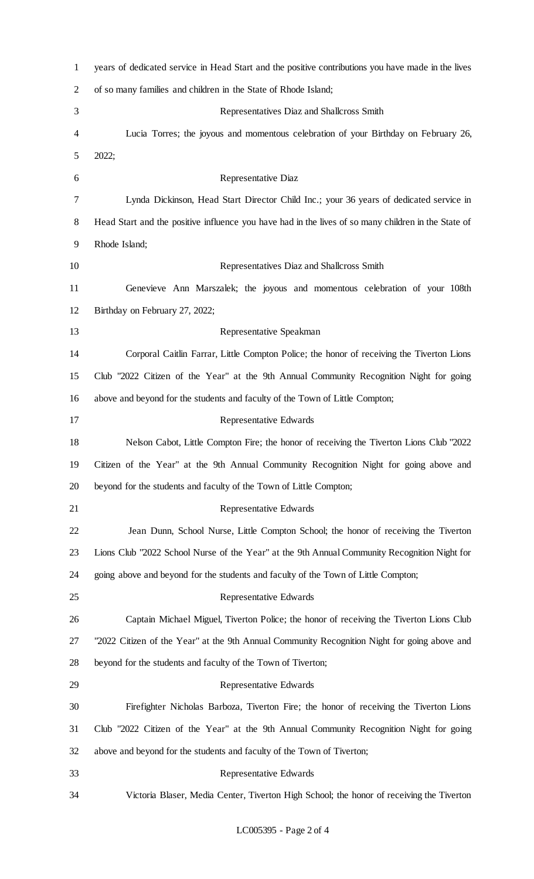years of dedicated service in Head Start and the positive contributions you have made in the lives of so many families and children in the State of Rhode Island;

Representatives Diaz and Shallcross Smith

Lucia Torres; the joyous and momentous celebration of your Birthday on February 26, 2022;

Representative Diaz

Lynda Dickinson, Head Start Director Child Inc.; your 36 years of dedicated service in Head Start and the positive influence you have had in the lives of so many children in the State of Rhode Island;

Representatives Diaz and Shallcross Smith

Genevieve Ann Marszalek; the joyous and momentous celebration of your 108th Birthday on February 27, 2022;

Representative Speakman

Corporal Caitlin Farrar, Little Compton Police; the honor of receiving the Tiverton Lions Club "2022 Citizen of the Year" at the 9th Annual Community Recognition Night for going above and beyond for the students and faculty of the Town of Little Compton;

Representative Edwards

Nelson Cabot, Little Compton Fire; the honor of receiving the Tiverton Lions Club "2022 Citizen of the Year" at the 9th Annual Community Recognition Night for going above and beyond for the students and faculty of the Town of Little Compton;

Representative Edwards

Jean Dunn, School Nurse, Little Compton School; the honor of receiving the Tiverton Lions Club "2022 School Nurse of the Year" at the 9th Annual Community Recognition Night for going above and beyond for the students and faculty of the Town of Little Compton;

Representative Edwards

Captain Michael Miguel, Tiverton Police; the honor of receiving the Tiverton Lions Club "2022 Citizen of the Year" at the 9th Annual Community Recognition Night for going above and beyond for the students and faculty of the Town of Tiverton;

Representative Edwards

Firefighter Nicholas Barboza, Tiverton Fire; the honor of receiving the Tiverton Lions Club "2022 Citizen of the Year" at the 9th Annual Community Recognition Night for going above and beyond for the students and faculty of the Town of Tiverton;

Representative Edwards

Victoria Blaser, Media Center, Tiverton High School; the honor of receiving the Tiverton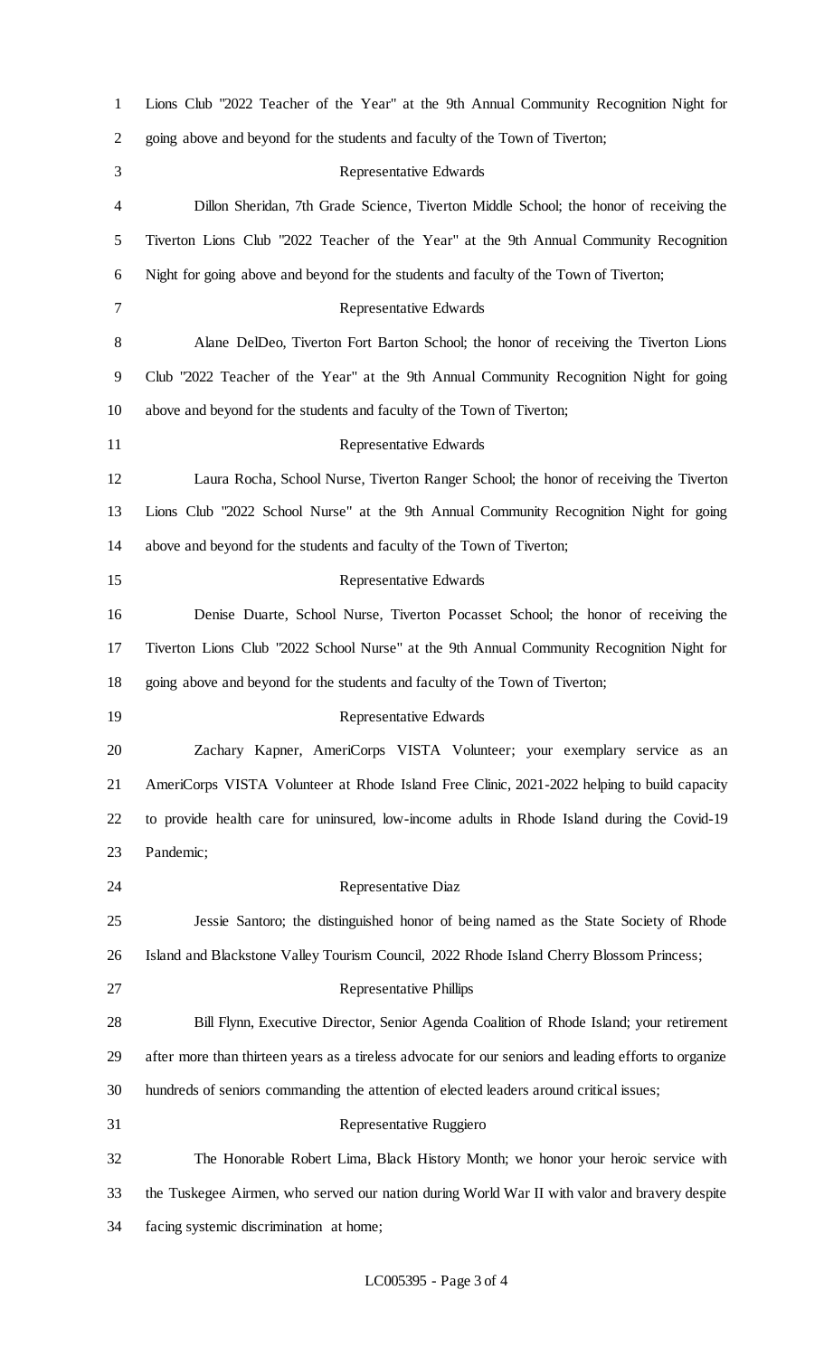Lions Club "2022 Teacher of the Year" at the 9th Annual Community Recognition Night for going above and beyond for the students and faculty of the Town of Tiverton;

Representative Edwards

Dillon Sheridan, 7th Grade Science, Tiverton Middle School; the honor of receiving the Tiverton Lions Club "2022 Teacher of the Year" at the 9th Annual Community Recognition Night for going above and beyond for the students and faculty of the Town of Tiverton;

Representative Edwards

Alane DelDeo, Tiverton Fort Barton School; the honor of receiving the Tiverton Lions Club "2022 Teacher of the Year" at the 9th Annual Community Recognition Night for going above and beyond for the students and faculty of the Town of Tiverton;

Representative Edwards

Laura Rocha, School Nurse, Tiverton Ranger School; the honor of receiving the Tiverton Lions Club "2022 School Nurse" at the 9th Annual Community Recognition Night for going above and beyond for the students and faculty of the Town of Tiverton;

Representative Edwards

Denise Duarte, School Nurse, Tiverton Pocasset School; the honor of receiving the Tiverton Lions Club "2022 School Nurse" at the 9th Annual Community Recognition Night for going above and beyond for the students and faculty of the Town of Tiverton;

Representative Edwards

Zachary Kapner, AmeriCorps VISTA Volunteer; your exemplary service as an AmeriCorps VISTA Volunteer at Rhode Island Free Clinic, 2021-2022 helping to build capacity to provide health care for uninsured, low-income adults in Rhode Island during the Covid-19 Pandemic;

Representative Diaz

Jessie Santoro; the distinguished honor of being named as the State Society of Rhode Island and Blackstone Valley Tourism Council, 2022 Rhode Island Cherry Blossom Princess;

Representative Phillips

Bill Flynn, Executive Director, Senior Agenda Coalition of Rhode Island; your retirement after more than thirteen years as a tireless advocate for our seniors and leading efforts to organize hundreds of seniors commanding the attention of elected leaders around critical issues;

Representative Ruggiero

The Honorable Robert Lima, Black History Month; we honor your heroic service with the Tuskegee Airmen, who served our nation during World War II with valor and bravery despite facing systemic discrimination at home;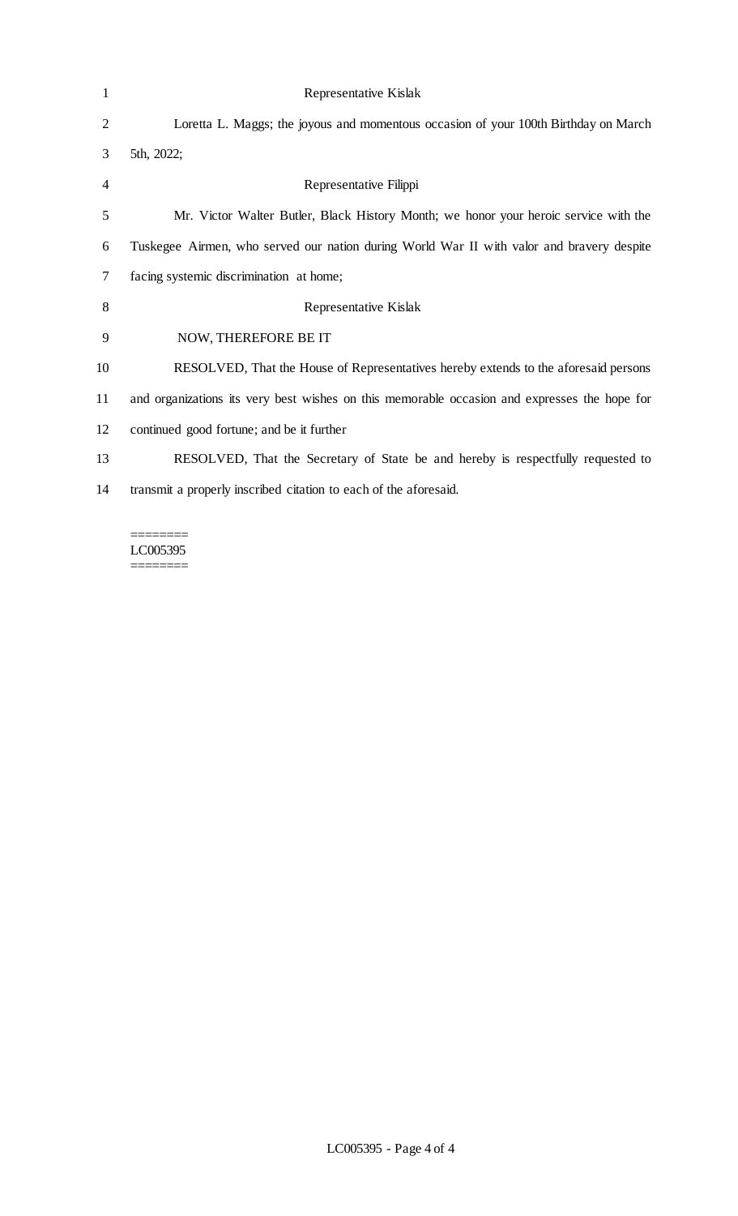Representative Kislak

Loretta L. Maggs; the joyous and momentous occasion of your 100th Birthday on March 5th, 2022;

Representative Filippi

Mr. Victor Walter Butler, Black History Month; we honor your heroic service with the Tuskegee Airmen, who served our nation during World War II with valor and bravery despite facing systemic discrimination at home;

Representative Kislak

NOW, THEREFORE BE IT

RESOLVED, That the House of Representatives hereby extends to the aforesaid persons and organizations its very best wishes on this memorable occasion and expresses the hope for continued good fortune; and be it further

RESOLVED, That the Secretary of State be and hereby is respectfully requested to transmit a properly inscribed citation to each of the aforesaid.

========
LC005395
========